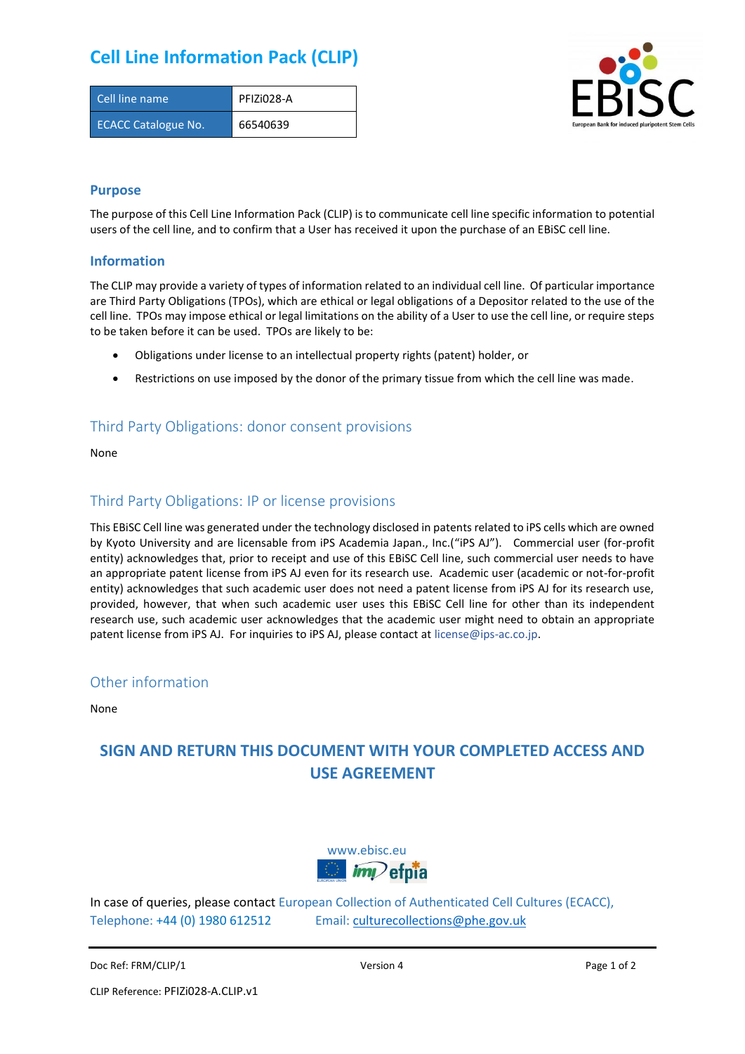# Cell Line Information Pack (CLIP)

| Cell line name | PFIZi028-A |
| --- | --- |
| ECACC Catalogue No. | 66540639 |

## Purpose

The purpose of this Cell Line Information Pack (CLIP) is to communicate cell line specific information to potential users of the cell line, and to confirm that a User has received it upon the purchase of an EBiSC cell line.

## Information

The CLIP may provide a variety of types of information related to an individual cell line. Of particular importance are Third Party Obligations (TPOs), which are ethical or legal obligations of a Depositor related to the use of the cell line. TPOs may impose ethical or legal limitations on the ability of a User to use the cell line, or require steps to be taken before it can be used. TPOs are likely to be:

- Obligations under license to an intellectual property rights (patent) holder, or
- Restrictions on use imposed by the donor of the primary tissue from which the cell line was made.

## Third Party Obligations: donor consent provisions

None

## Third Party Obligations: IP or license provisions

This EBiSC Cell line was generated under the technology disclosed in patents related to iPS cells which are owned by Kyoto University and are licensable from iPS Academia Japan., Inc.("iPS AJ"). Commercial user (for-profit entity) acknowledges that, prior to receipt and use of this EBiSC Cell line, such commercial user needs to have an appropriate patent license from iPS AJ even for its research use. Academic user (academic or not-for-profit entity) acknowledges that such academic user does not need a patent license from iPS AJ for its research use, provided, however, that when such academic user uses this EBiSC Cell line for other than its independent research use, such academic user acknowledges that the academic user might need to obtain an appropriate patent license from iPS AJ. For inquiries to iPS AJ, please contact at license@ips-ac.co.jp.

## Other information

None

**SIGN AND RETURN THIS DOCUMENT WITH YOUR COMPLETED ACCESS AND USE AGREEMENT**

www.ebisc.eu

In case of queries, please contact European Collection of Authenticated Cell Cultures (ECACC), Telephone: +44 (0) 1980 612512 Email: culturecollections@phe.gov.uk

Doc Ref: FRM/CLIP/1 Version 4

CLIP Reference: PFIZi028-A.CLIP.v1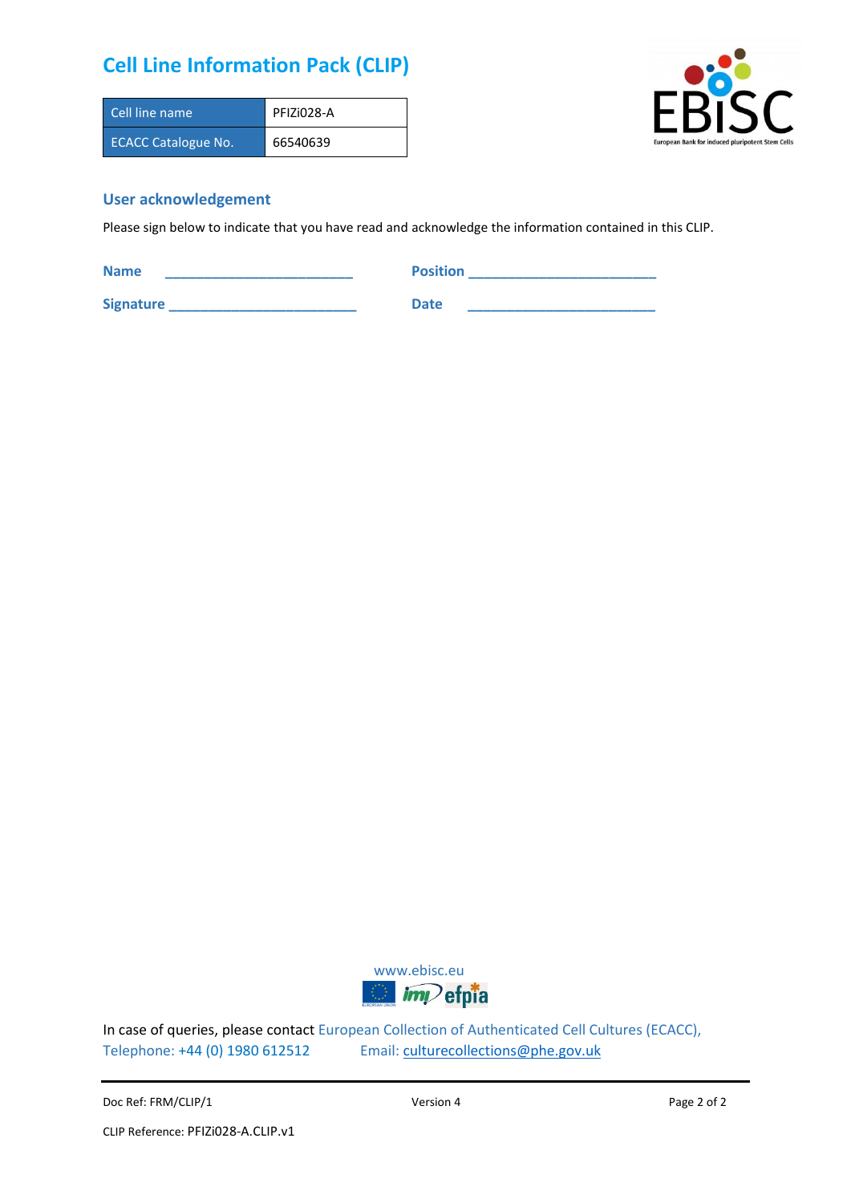# Cell Line Information Pack (CLIP)

| | |
|---|---|
| Cell line name | PFIZi028-A |
| ECACC Catalogue No. | 66540639 |

## User acknowledgement

Please sign below to indicate that you have read and acknowledge the information contained in this CLIP.

**Name** ________________________ **Position** ________________________

**Signature** ________________________ **Date** ________________________

www.ebisc.eu

In case of queries, please contact European Collection of Authenticated Cell Cultures (ECACC), Telephone: +44 (0) 1980 612512 Email: culturecollections@phe.gov.uk

Doc Ref: FRM/CLIP/1 Version 4

CLIP Reference: PFIZi028-A.CLIP.v1